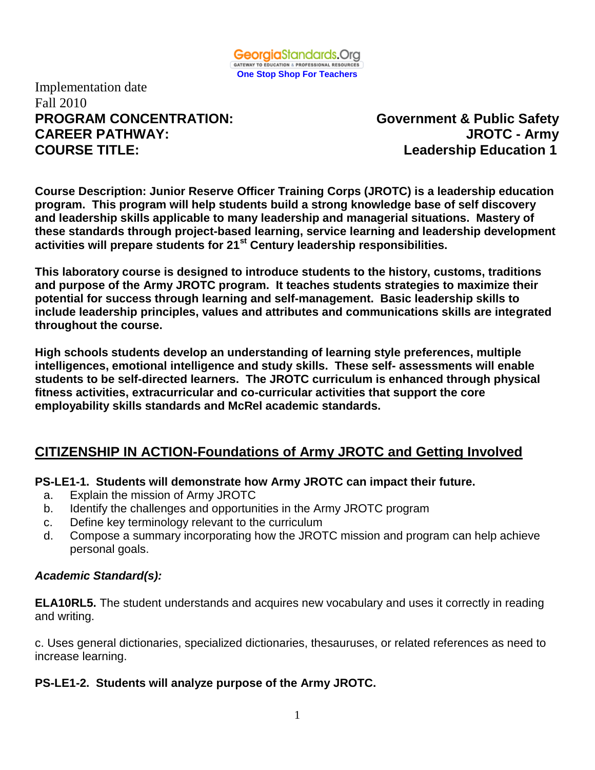GeorgiaStandards.Org
GATEWAY TO EDUCATION & PROFESSIONAL RESOURCES
One Stop Shop For Teachers

Implementation date
Fall 2010

**PROGRAM CONCENTRATION:** **Government & Public Safety**
**CAREER PATHWAY:** **JROTC - Army**
**COURSE TITLE:** **Leadership Education 1**

**Course Description: Junior Reserve Officer Training Corps (JROTC) is a leadership education program. This program will help students build a strong knowledge base of self discovery and leadership skills applicable to many leadership and managerial situations. Mastery of these standards through project-based learning, service learning and leadership development activities will prepare students for 21st Century leadership responsibilities.**

**This laboratory course is designed to introduce students to the history, customs, traditions and purpose of the Army JROTC program. It teaches students strategies to maximize their potential for success through learning and self-management. Basic leadership skills to include leadership principles, values and attributes and communications skills are integrated throughout the course.**

**High schools students develop an understanding of learning style preferences, multiple intelligences, emotional intelligence and study skills. These self- assessments will enable students to be self-directed learners. The JROTC curriculum is enhanced through physical fitness activities, extracurricular and co-curricular activities that support the core employability skills standards and McRel academic standards.**

## CITIZENSHIP IN ACTION-Foundations of Army JROTC and Getting Involved

**PS-LE1-1. Students will demonstrate how Army JROTC can impact their future.**

a. Explain the mission of Army JROTC
b. Identify the challenges and opportunities in the Army JROTC program
c. Define key terminology relevant to the curriculum
d. Compose a summary incorporating how the JROTC mission and program can help achieve personal goals.

***Academic Standard(s):***

**ELA10RL5.** The student understands and acquires new vocabulary and uses it correctly in reading and writing.

c. Uses general dictionaries, specialized dictionaries, thesauruses, or related references as need to increase learning.

**PS-LE1-2. Students will analyze purpose of the Army JROTC.**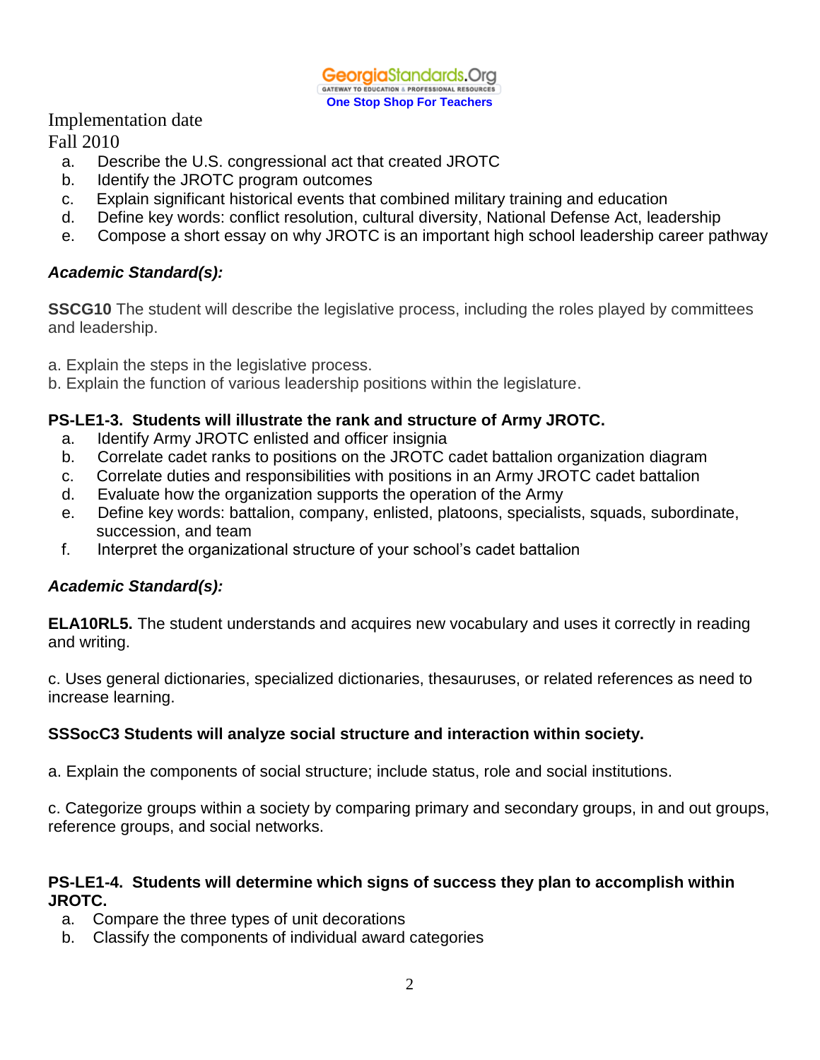Implementation date
Fall 2010

a. Describe the U.S. congressional act that created JROTC
b. Identify the JROTC program outcomes
c. Explain significant historical events that combined military training and education
d. Define key words: conflict resolution, cultural diversity, National Defense Act, leadership
e. Compose a short essay on why JROTC is an important high school leadership career pathway

***Academic Standard(s):***

**SSCG10** The student will describe the legislative process, including the roles played by committees and leadership.

a. Explain the steps in the legislative process.
b. Explain the function of various leadership positions within the legislature.

**PS-LE1-3. Students will illustrate the rank and structure of Army JROTC.**

a. Identify Army JROTC enlisted and officer insignia
b. Correlate cadet ranks to positions on the JROTC cadet battalion organization diagram
c. Correlate duties and responsibilities with positions in an Army JROTC cadet battalion
d. Evaluate how the organization supports the operation of the Army
e. Define key words: battalion, company, enlisted, platoons, specialists, squads, subordinate, succession, and team
f. Interpret the organizational structure of your school's cadet battalion

***Academic Standard(s):***

**ELA10RL5.** The student understands and acquires new vocabulary and uses it correctly in reading and writing.

c. Uses general dictionaries, specialized dictionaries, thesauruses, or related references as need to increase learning.

**SSSocC3 Students will analyze social structure and interaction within society.**

a. Explain the components of social structure; include status, role and social institutions.

c. Categorize groups within a society by comparing primary and secondary groups, in and out groups, reference groups, and social networks.

**PS-LE1-4. Students will determine which signs of success they plan to accomplish within JROTC.**

a. Compare the three types of unit decorations
b. Classify the components of individual award categories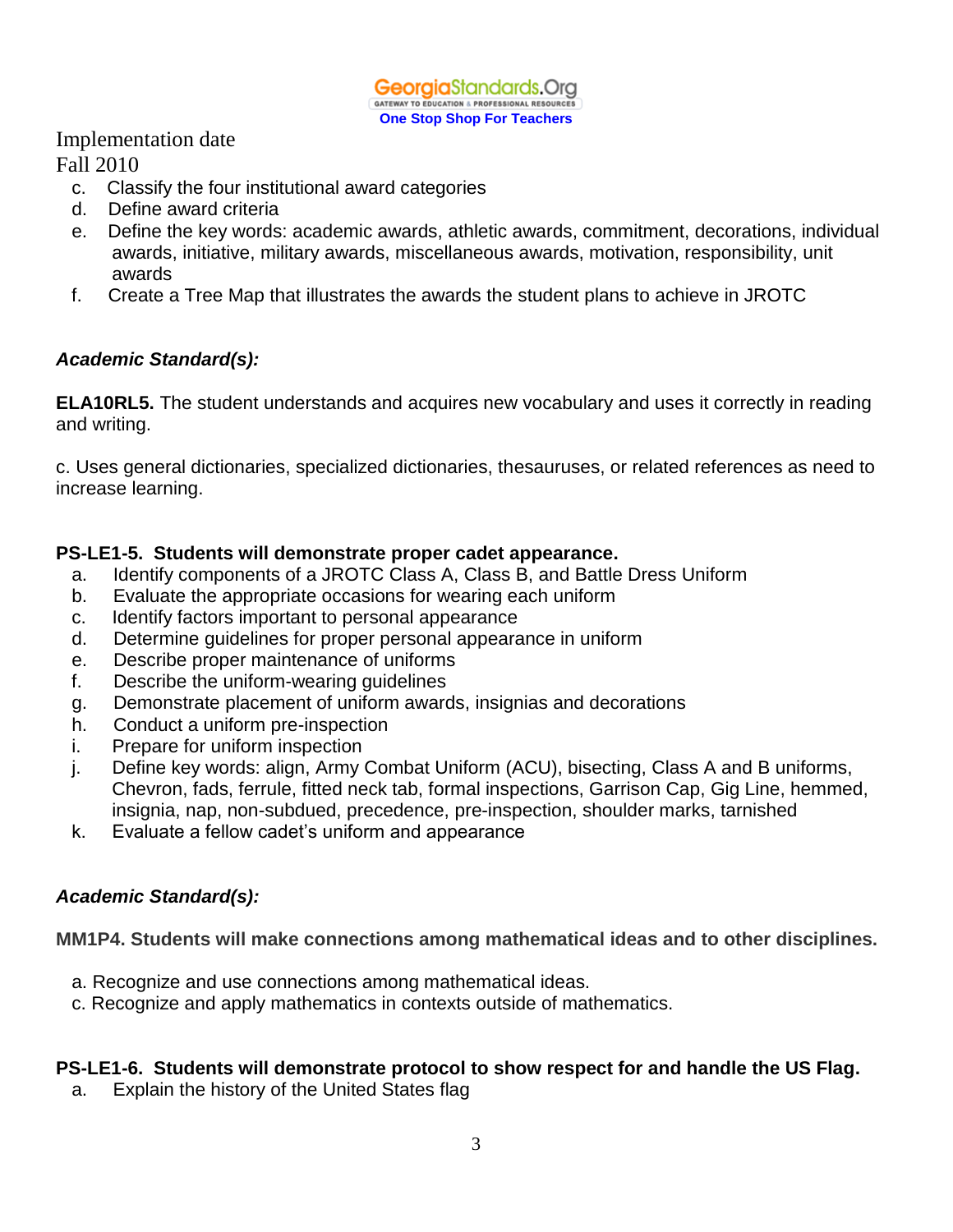Implementation date
Fall 2010

c. Classify the four institutional award categories
d. Define award criteria
e. Define the key words: academic awards, athletic awards, commitment, decorations, individual awards, initiative, military awards, miscellaneous awards, motivation, responsibility, unit awards
f. Create a Tree Map that illustrates the awards the student plans to achieve in JROTC

***Academic Standard(s):***

**ELA10RL5.** The student understands and acquires new vocabulary and uses it correctly in reading and writing.

c. Uses general dictionaries, specialized dictionaries, thesauruses, or related references as need to increase learning.

**PS-LE1-5. Students will demonstrate proper cadet appearance.**

a. Identify components of a JROTC Class A, Class B, and Battle Dress Uniform
b. Evaluate the appropriate occasions for wearing each uniform
c. Identify factors important to personal appearance
d. Determine guidelines for proper personal appearance in uniform
e. Describe proper maintenance of uniforms
f. Describe the uniform-wearing guidelines
g. Demonstrate placement of uniform awards, insignias and decorations
h. Conduct a uniform pre-inspection
i. Prepare for uniform inspection
j. Define key words: align, Army Combat Uniform (ACU), bisecting, Class A and B uniforms, Chevron, fads, ferrule, fitted neck tab, formal inspections, Garrison Cap, Gig Line, hemmed, insignia, nap, non-subdued, precedence, pre-inspection, shoulder marks, tarnished
k. Evaluate a fellow cadet's uniform and appearance

***Academic Standard(s):***

**MM1P4. Students will make connections among mathematical ideas and to other disciplines.**

a. Recognize and use connections among mathematical ideas.
c. Recognize and apply mathematics in contexts outside of mathematics.

**PS-LE1-6. Students will demonstrate protocol to show respect for and handle the US Flag.**

a. Explain the history of the United States flag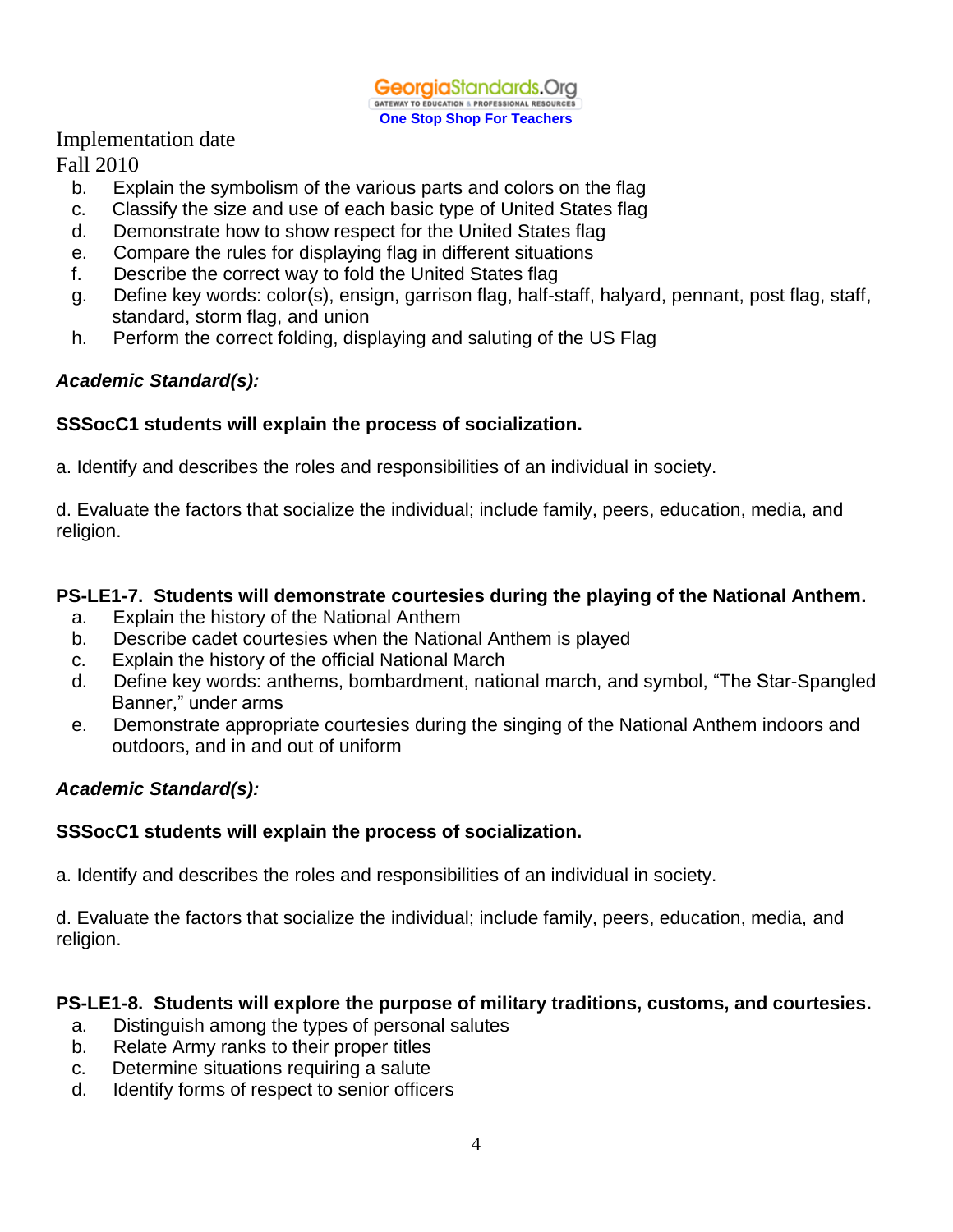Implementation date
Fall 2010

b. Explain the symbolism of the various parts and colors on the flag
c. Classify the size and use of each basic type of United States flag
d. Demonstrate how to show respect for the United States flag
e. Compare the rules for displaying flag in different situations
f. Describe the correct way to fold the United States flag
g. Define key words: color(s), ensign, garrison flag, half-staff, halyard, pennant, post flag, staff, standard, storm flag, and union
h. Perform the correct folding, displaying and saluting of the US Flag

***Academic Standard(s):***

**SSSocC1 students will explain the process of socialization.**

a. Identify and describes the roles and responsibilities of an individual in society.

d. Evaluate the factors that socialize the individual; include family, peers, education, media, and religion.

**PS-LE1-7. Students will demonstrate courtesies during the playing of the National Anthem.**

a. Explain the history of the National Anthem
b. Describe cadet courtesies when the National Anthem is played
c. Explain the history of the official National March
d. Define key words: anthems, bombardment, national march, and symbol, "The Star-Spangled Banner," under arms
e. Demonstrate appropriate courtesies during the singing of the National Anthem indoors and outdoors, and in and out of uniform

***Academic Standard(s):***

**SSSocC1 students will explain the process of socialization.**

a. Identify and describes the roles and responsibilities of an individual in society.

d. Evaluate the factors that socialize the individual; include family, peers, education, media, and religion.

**PS-LE1-8. Students will explore the purpose of military traditions, customs, and courtesies.**

a. Distinguish among the types of personal salutes
b. Relate Army ranks to their proper titles
c. Determine situations requiring a salute
d. Identify forms of respect to senior officers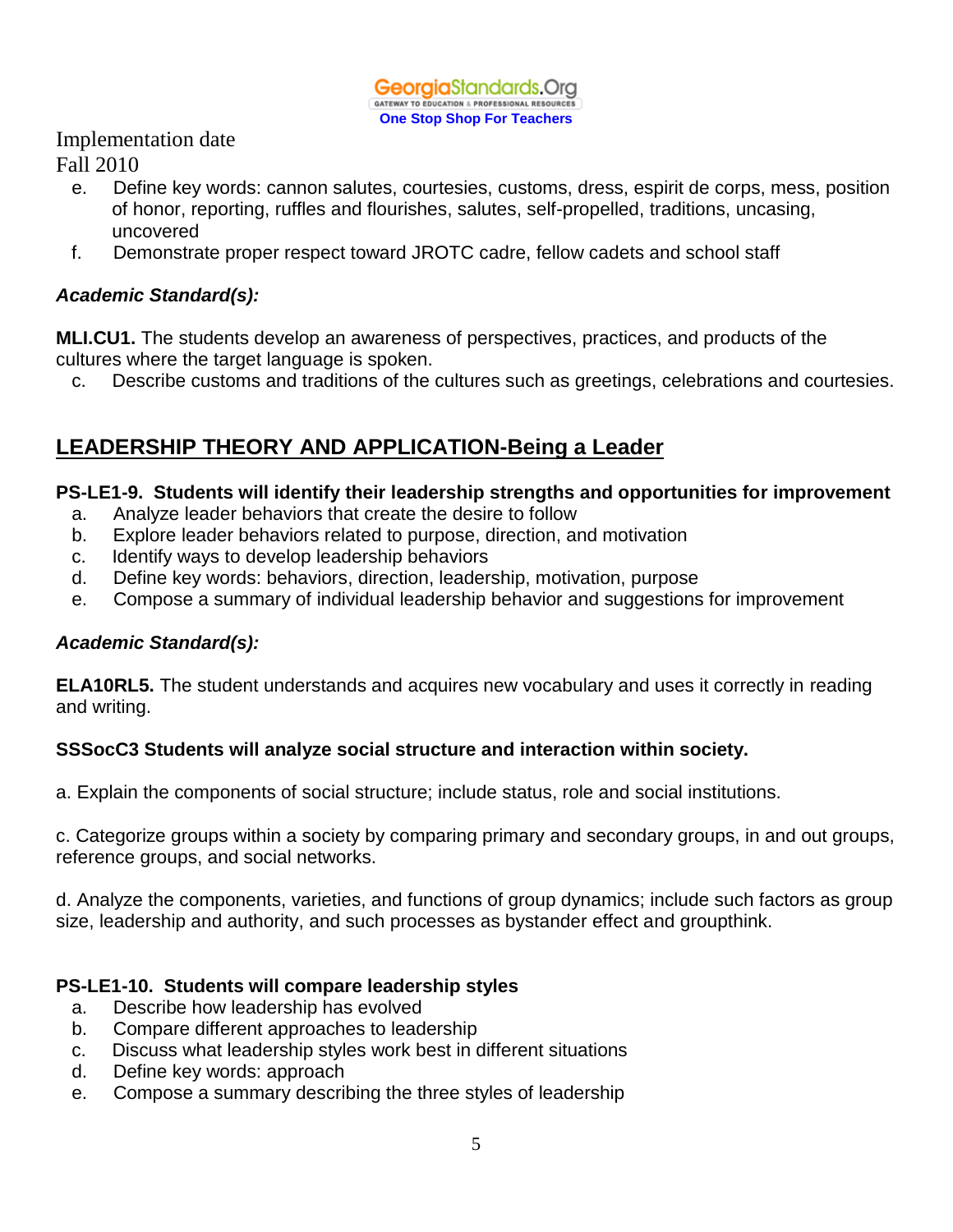Implementation date
Fall 2010

e. Define key words: cannon salutes, courtesies, customs, dress, espirit de corps, mess, position of honor, reporting, ruffles and flourishes, salutes, self-propelled, traditions, uncasing, uncovered
f. Demonstrate proper respect toward JROTC cadre, fellow cadets and school staff

***Academic Standard(s):***

**MLI.CU1.** The students develop an awareness of perspectives, practices, and products of the cultures where the target language is spoken.

c. Describe customs and traditions of the cultures such as greetings, celebrations and courtesies.

## LEADERSHIP THEORY AND APPLICATION-Being a Leader

**PS-LE1-9. Students will identify their leadership strengths and opportunities for improvement**

a. Analyze leader behaviors that create the desire to follow
b. Explore leader behaviors related to purpose, direction, and motivation
c. Identify ways to develop leadership behaviors
d. Define key words: behaviors, direction, leadership, motivation, purpose
e. Compose a summary of individual leadership behavior and suggestions for improvement

***Academic Standard(s):***

**ELA10RL5.** The student understands and acquires new vocabulary and uses it correctly in reading and writing.

**SSSocC3 Students will analyze social structure and interaction within society.**

a. Explain the components of social structure; include status, role and social institutions.

c. Categorize groups within a society by comparing primary and secondary groups, in and out groups, reference groups, and social networks.

d. Analyze the components, varieties, and functions of group dynamics; include such factors as group size, leadership and authority, and such processes as bystander effect and groupthink.

**PS-LE1-10. Students will compare leadership styles**

a. Describe how leadership has evolved
b. Compare different approaches to leadership
c. Discuss what leadership styles work best in different situations
d. Define key words: approach
e. Compose a summary describing the three styles of leadership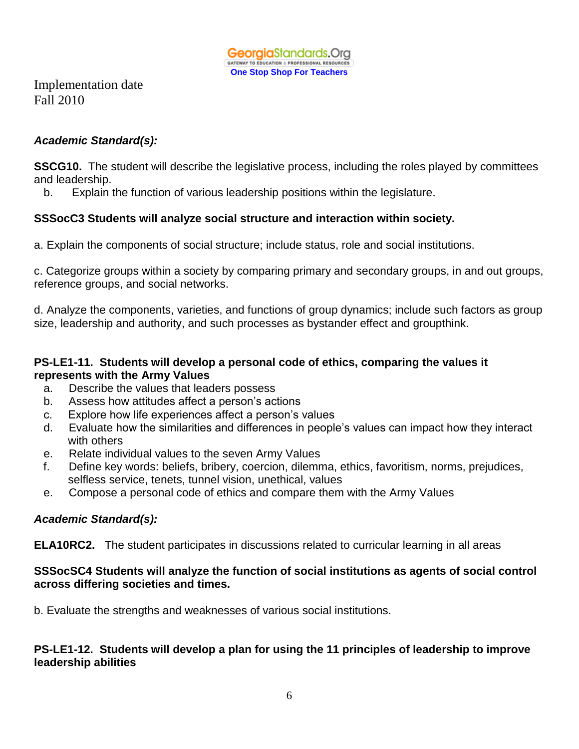Implementation date
Fall 2010

***Academic Standard(s):***

**SSCG10.** The student will describe the legislative process, including the roles played by committees and leadership.

b. Explain the function of various leadership positions within the legislature.

**SSSocC3 Students will analyze social structure and interaction within society.**

a. Explain the components of social structure; include status, role and social institutions.

c. Categorize groups within a society by comparing primary and secondary groups, in and out groups, reference groups, and social networks.

d. Analyze the components, varieties, and functions of group dynamics; include such factors as group size, leadership and authority, and such processes as bystander effect and groupthink.

**PS-LE1-11. Students will develop a personal code of ethics, comparing the values it represents with the Army Values**

a. Describe the values that leaders possess
b. Assess how attitudes affect a person's actions
c. Explore how life experiences affect a person's values
d. Evaluate how the similarities and differences in people's values can impact how they interact with others
e. Relate individual values to the seven Army Values
f. Define key words: beliefs, bribery, coercion, dilemma, ethics, favoritism, norms, prejudices, selfless service, tenets, tunnel vision, unethical, values
e. Compose a personal code of ethics and compare them with the Army Values

***Academic Standard(s):***

**ELA10RC2.** The student participates in discussions related to curricular learning in all areas

**SSSocSC4 Students will analyze the function of social institutions as agents of social control across differing societies and times.**

b. Evaluate the strengths and weaknesses of various social institutions.

**PS-LE1-12. Students will develop a plan for using the 11 principles of leadership to improve leadership abilities**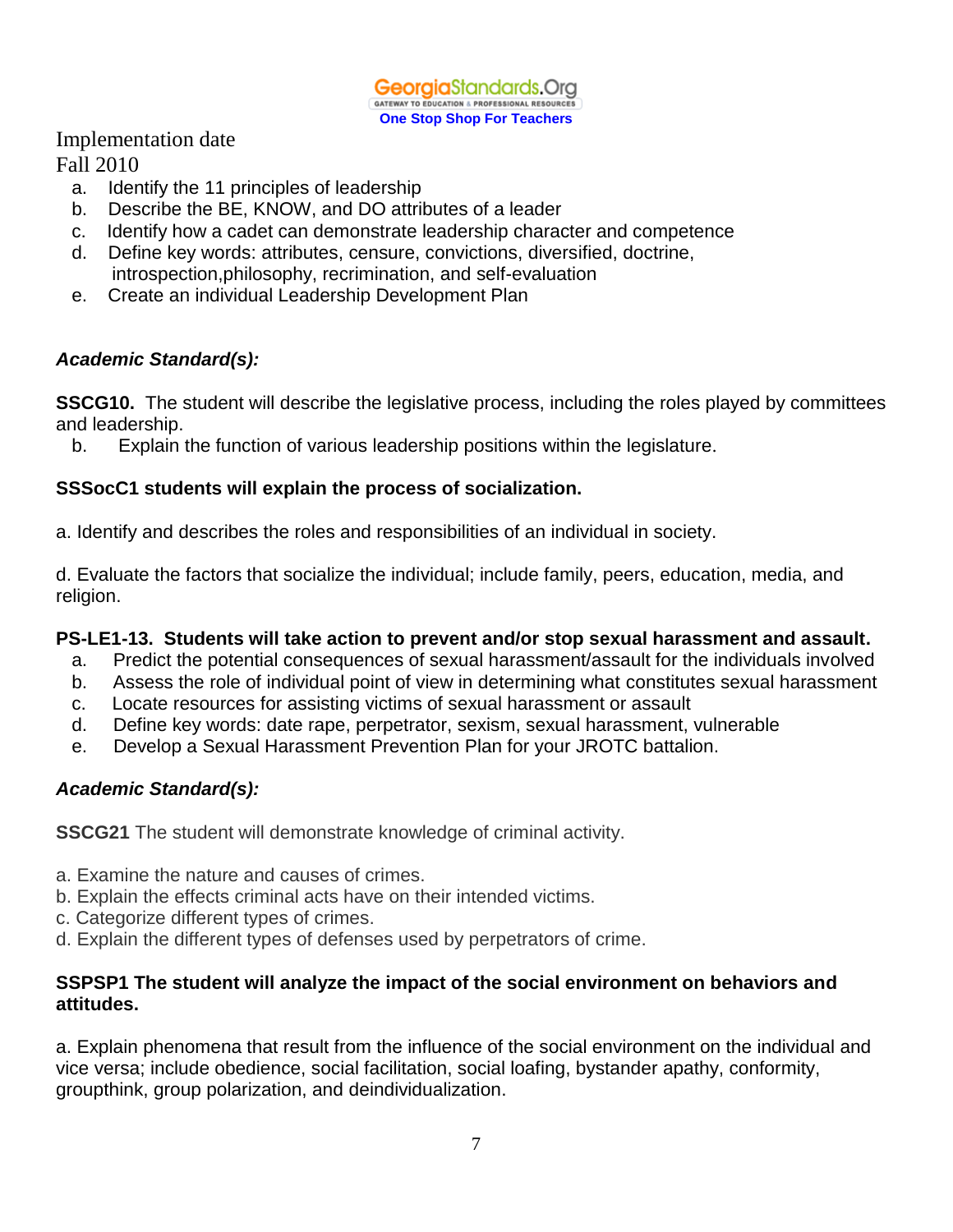Implementation date

Fall 2010

a. Identify the 11 principles of leadership
b. Describe the BE, KNOW, and DO attributes of a leader
c. Identify how a cadet can demonstrate leadership character and competence
d. Define key words: attributes, censure, convictions, diversified, doctrine, introspection,philosophy, recrimination, and self-evaluation
e. Create an individual Leadership Development Plan

***Academic Standard(s):***

**SSCG10.** The student will describe the legislative process, including the roles played by committees and leadership.

b. Explain the function of various leadership positions within the legislature.

**SSSocC1 students will explain the process of socialization.**

a. Identify and describes the roles and responsibilities of an individual in society.

d. Evaluate the factors that socialize the individual; include family, peers, education, media, and religion.

**PS-LE1-13. Students will take action to prevent and/or stop sexual harassment and assault.**

a. Predict the potential consequences of sexual harassment/assault for the individuals involved
b. Assess the role of individual point of view in determining what constitutes sexual harassment
c. Locate resources for assisting victims of sexual harassment or assault
d. Define key words: date rape, perpetrator, sexism, sexual harassment, vulnerable
e. Develop a Sexual Harassment Prevention Plan for your JROTC battalion.

***Academic Standard(s):***

**SSCG21** The student will demonstrate knowledge of criminal activity.

a. Examine the nature and causes of crimes.
b. Explain the effects criminal acts have on their intended victims.
c. Categorize different types of crimes.
d. Explain the different types of defenses used by perpetrators of crime.

**SSPSP1 The student will analyze the impact of the social environment on behaviors and attitudes.**

a. Explain phenomena that result from the influence of the social environment on the individual and vice versa; include obedience, social facilitation, social loafing, bystander apathy, conformity, groupthink, group polarization, and deindividualization.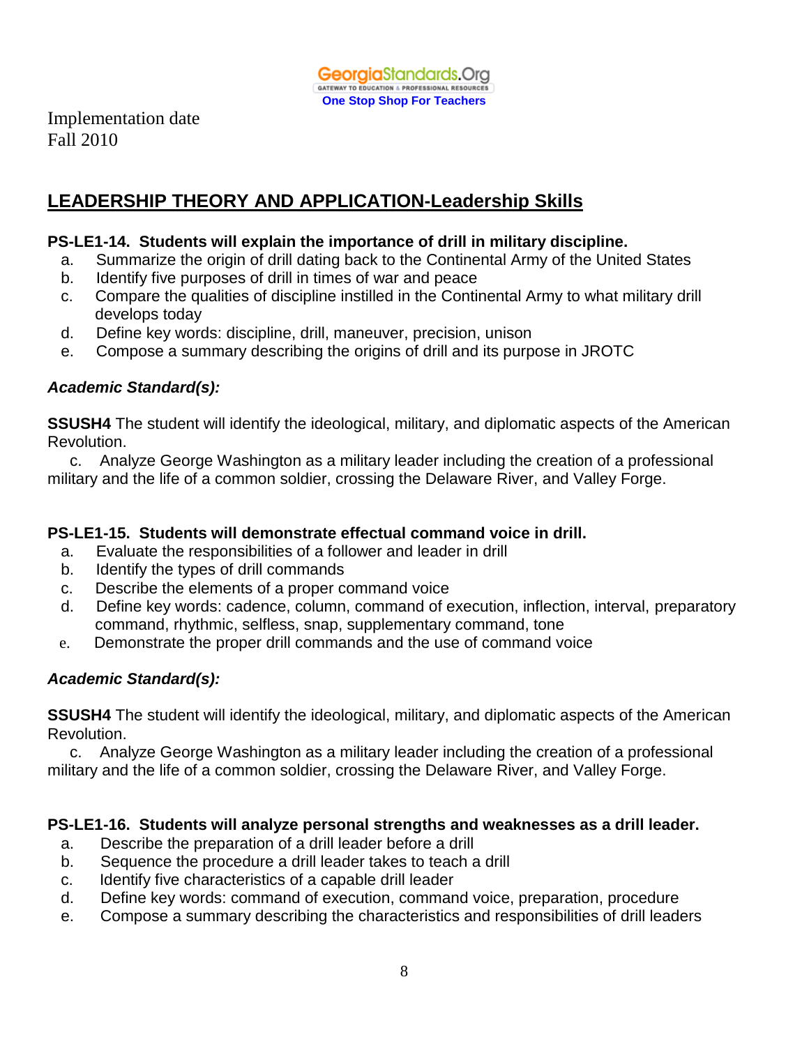Implementation date
Fall 2010

## LEADERSHIP THEORY AND APPLICATION-Leadership Skills

**PS-LE1-14. Students will explain the importance of drill in military discipline.**

a. Summarize the origin of drill dating back to the Continental Army of the United States
b. Identify five purposes of drill in times of war and peace
c. Compare the qualities of discipline instilled in the Continental Army to what military drill develops today
d. Define key words: discipline, drill, maneuver, precision, unison
e. Compose a summary describing the origins of drill and its purpose in JROTC

***Academic Standard(s):***

**SSUSH4** The student will identify the ideological, military, and diplomatic aspects of the American Revolution.

c. Analyze George Washington as a military leader including the creation of a professional military and the life of a common soldier, crossing the Delaware River, and Valley Forge.

**PS-LE1-15. Students will demonstrate effectual command voice in drill.**

a. Evaluate the responsibilities of a follower and leader in drill
b. Identify the types of drill commands
c. Describe the elements of a proper command voice
d. Define key words: cadence, column, command of execution, inflection, interval, preparatory command, rhythmic, selfless, snap, supplementary command, tone
e. Demonstrate the proper drill commands and the use of command voice

***Academic Standard(s):***

**SSUSH4** The student will identify the ideological, military, and diplomatic aspects of the American Revolution.

c. Analyze George Washington as a military leader including the creation of a professional military and the life of a common soldier, crossing the Delaware River, and Valley Forge.

**PS-LE1-16. Students will analyze personal strengths and weaknesses as a drill leader.**

a. Describe the preparation of a drill leader before a drill
b. Sequence the procedure a drill leader takes to teach a drill
c. Identify five characteristics of a capable drill leader
d. Define key words: command of execution, command voice, preparation, procedure
e. Compose a summary describing the characteristics and responsibilities of drill leaders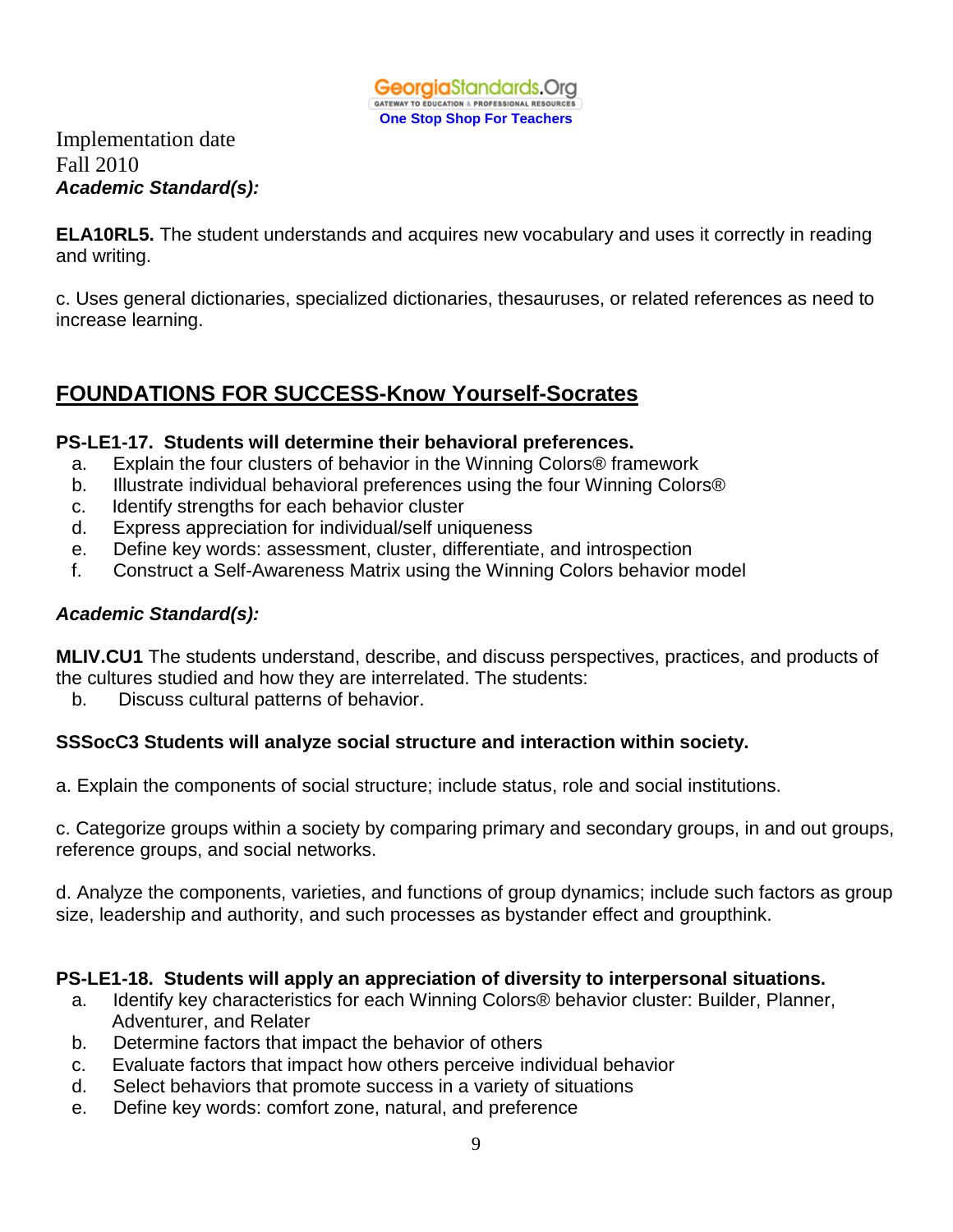Implementation date
Fall 2010

***Academic Standard(s):***

**ELA10RL5.** The student understands and acquires new vocabulary and uses it correctly in reading and writing.

c. Uses general dictionaries, specialized dictionaries, thesauruses, or related references as need to increase learning.

## FOUNDATIONS FOR SUCCESS-Know Yourself-Socrates

**PS-LE1-17. Students will determine their behavioral preferences.**

a. Explain the four clusters of behavior in the Winning Colors® framework
b. Illustrate individual behavioral preferences using the four Winning Colors®
c. Identify strengths for each behavior cluster
d. Express appreciation for individual/self uniqueness
e. Define key words: assessment, cluster, differentiate, and introspection
f. Construct a Self-Awareness Matrix using the Winning Colors behavior model

***Academic Standard(s):***

**MLIV.CU1** The students understand, describe, and discuss perspectives, practices, and products of the cultures studied and how they are interrelated. The students:

b. Discuss cultural patterns of behavior.

**SSSocC3 Students will analyze social structure and interaction within society.**

a. Explain the components of social structure; include status, role and social institutions.

c. Categorize groups within a society by comparing primary and secondary groups, in and out groups, reference groups, and social networks.

d. Analyze the components, varieties, and functions of group dynamics; include such factors as group size, leadership and authority, and such processes as bystander effect and groupthink.

**PS-LE1-18. Students will apply an appreciation of diversity to interpersonal situations.**

a. Identify key characteristics for each Winning Colors® behavior cluster: Builder, Planner, Adventurer, and Relater
b. Determine factors that impact the behavior of others
c. Evaluate factors that impact how others perceive individual behavior
d. Select behaviors that promote success in a variety of situations
e. Define key words: comfort zone, natural, and preference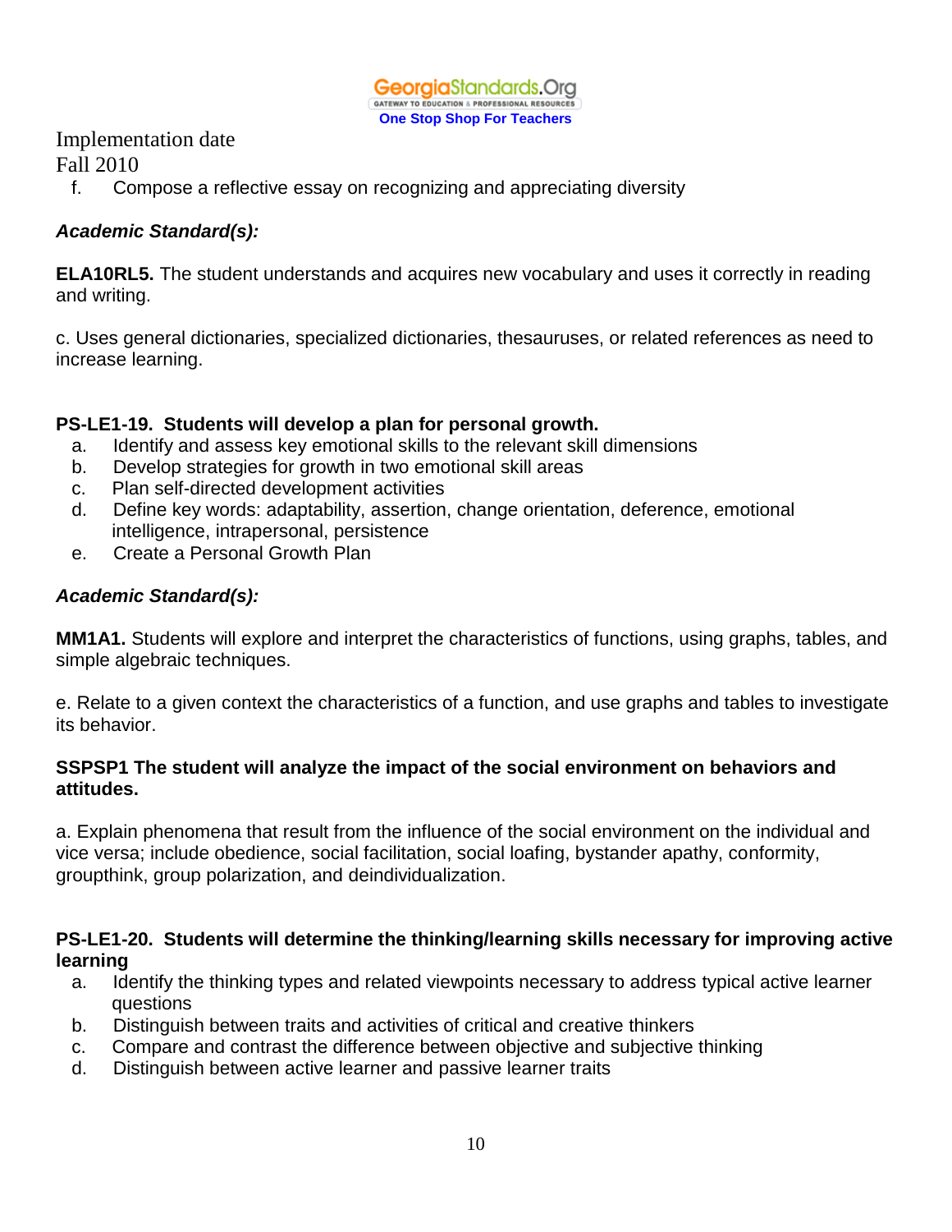Implementation date
Fall 2010

f. Compose a reflective essay on recognizing and appreciating diversity

***Academic Standard(s):***

**ELA10RL5.** The student understands and acquires new vocabulary and uses it correctly in reading and writing.

c. Uses general dictionaries, specialized dictionaries, thesauruses, or related references as need to increase learning.

**PS-LE1-19. Students will develop a plan for personal growth.**

a. Identify and assess key emotional skills to the relevant skill dimensions
b. Develop strategies for growth in two emotional skill areas
c. Plan self-directed development activities
d. Define key words: adaptability, assertion, change orientation, deference, emotional intelligence, intrapersonal, persistence
e. Create a Personal Growth Plan

***Academic Standard(s):***

**MM1A1.** Students will explore and interpret the characteristics of functions, using graphs, tables, and simple algebraic techniques.

e. Relate to a given context the characteristics of a function, and use graphs and tables to investigate its behavior.

**SSPSP1 The student will analyze the impact of the social environment on behaviors and attitudes.**

a. Explain phenomena that result from the influence of the social environment on the individual and vice versa; include obedience, social facilitation, social loafing, bystander apathy, conformity, groupthink, group polarization, and deindividualization.

**PS-LE1-20. Students will determine the thinking/learning skills necessary for improving active learning**

a. Identify the thinking types and related viewpoints necessary to address typical active learner questions
b. Distinguish between traits and activities of critical and creative thinkers
c. Compare and contrast the difference between objective and subjective thinking
d. Distinguish between active learner and passive learner traits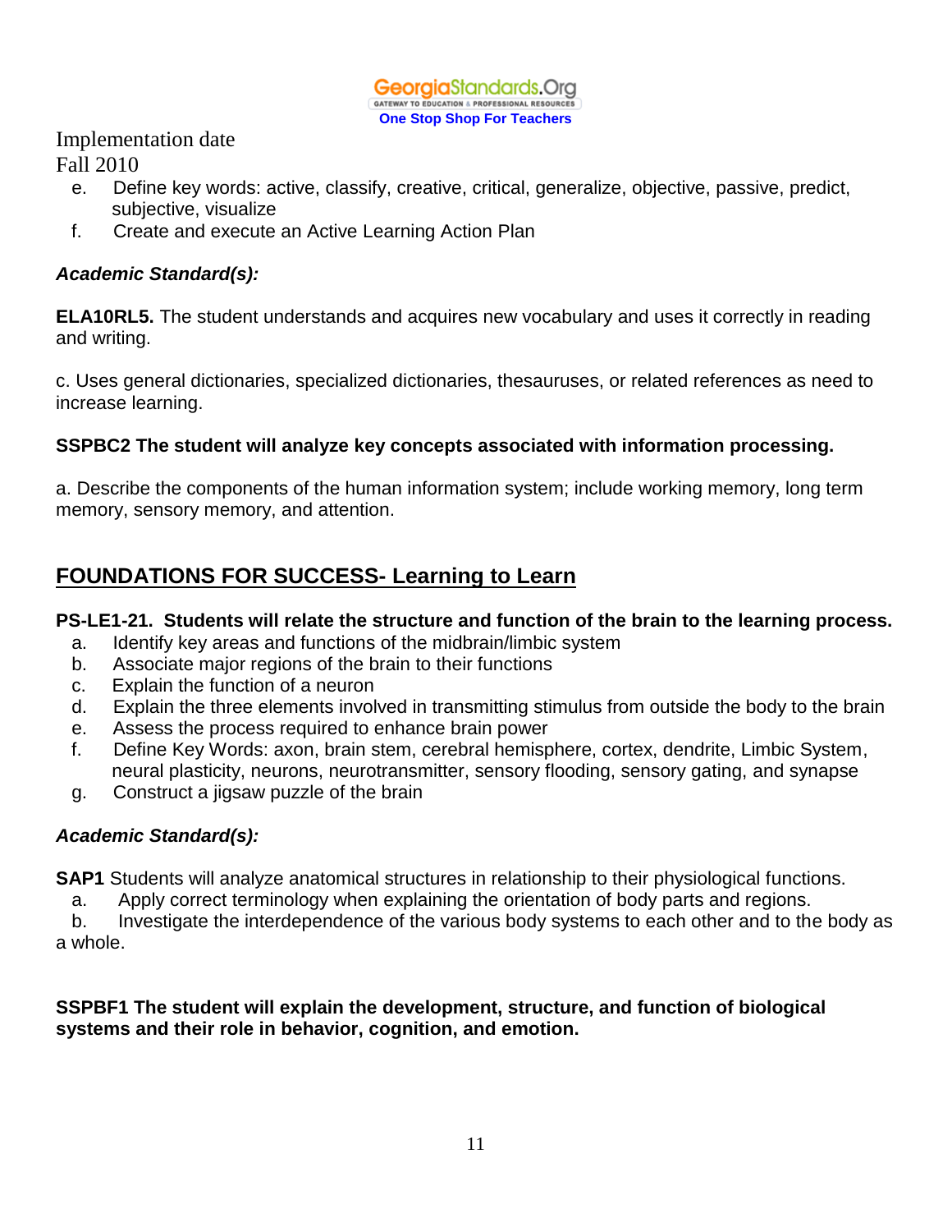Implementation date
Fall 2010

e. Define key words: active, classify, creative, critical, generalize, objective, passive, predict, subjective, visualize
f. Create and execute an Active Learning Action Plan

***Academic Standard(s):***

**ELA10RL5.** The student understands and acquires new vocabulary and uses it correctly in reading and writing.

c. Uses general dictionaries, specialized dictionaries, thesauruses, or related references as need to increase learning.

**SSPBC2 The student will analyze key concepts associated with information processing.**

a. Describe the components of the human information system; include working memory, long term memory, sensory memory, and attention.

## FOUNDATIONS FOR SUCCESS- Learning to Learn

**PS-LE1-21. Students will relate the structure and function of the brain to the learning process.**

a. Identify key areas and functions of the midbrain/limbic system
b. Associate major regions of the brain to their functions
c. Explain the function of a neuron
d. Explain the three elements involved in transmitting stimulus from outside the body to the brain
e. Assess the process required to enhance brain power
f. Define Key Words: axon, brain stem, cerebral hemisphere, cortex, dendrite, Limbic System, neural plasticity, neurons, neurotransmitter, sensory flooding, sensory gating, and synapse
g. Construct a jigsaw puzzle of the brain

***Academic Standard(s):***

**SAP1** Students will analyze anatomical structures in relationship to their physiological functions.

a. Apply correct terminology when explaining the orientation of body parts and regions.
b. Investigate the interdependence of the various body systems to each other and to the body as a whole.

**SSPBF1 The student will explain the development, structure, and function of biological systems and their role in behavior, cognition, and emotion.**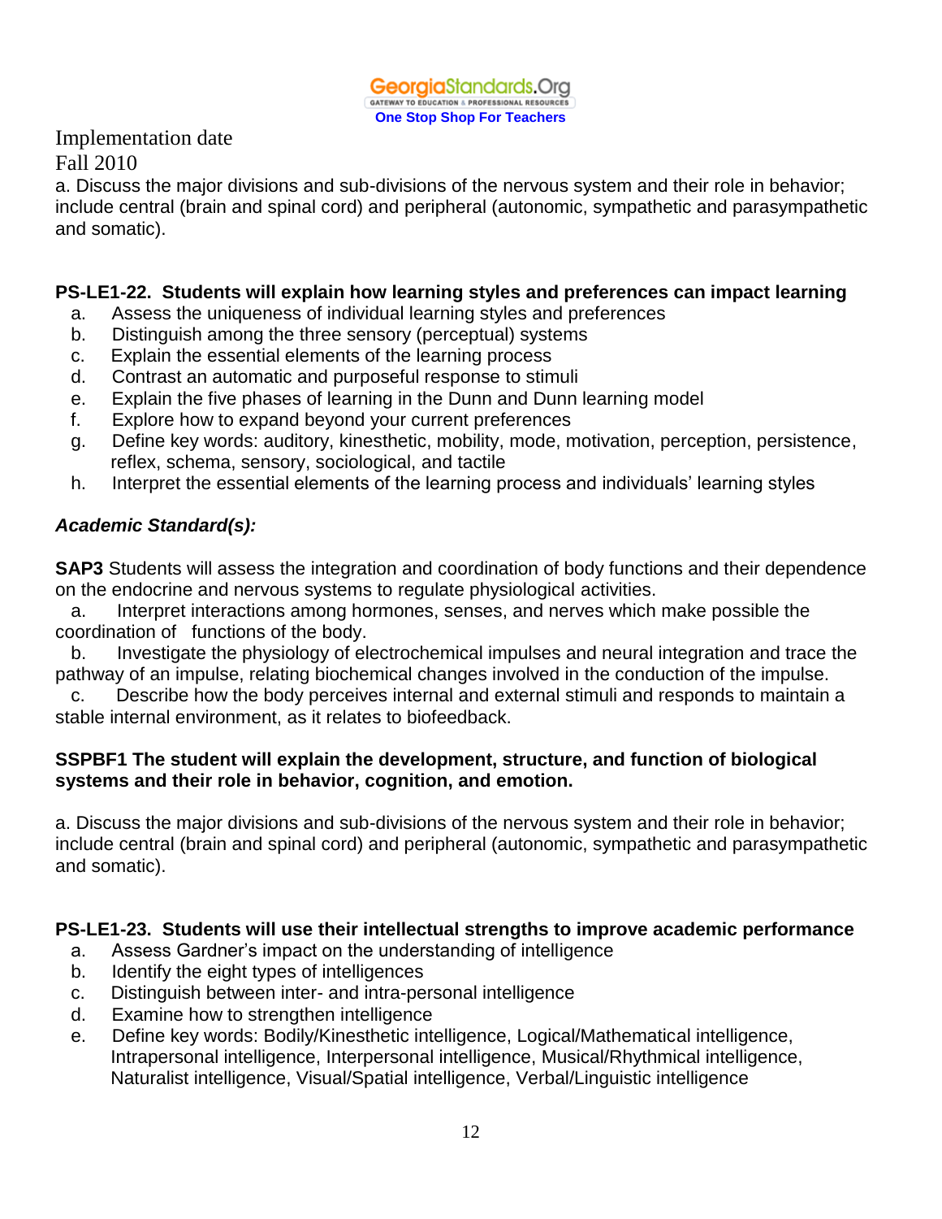Implementation date
Fall 2010

a. Discuss the major divisions and sub-divisions of the nervous system and their role in behavior; include central (brain and spinal cord) and peripheral (autonomic, sympathetic and parasympathetic and somatic).

**PS-LE1-22. Students will explain how learning styles and preferences can impact learning**

a. Assess the uniqueness of individual learning styles and preferences
b. Distinguish among the three sensory (perceptual) systems
c. Explain the essential elements of the learning process
d. Contrast an automatic and purposeful response to stimuli
e. Explain the five phases of learning in the Dunn and Dunn learning model
f. Explore how to expand beyond your current preferences
g. Define key words: auditory, kinesthetic, mobility, mode, motivation, perception, persistence, reflex, schema, sensory, sociological, and tactile
h. Interpret the essential elements of the learning process and individuals' learning styles

***Academic Standard(s):***

**SAP3** Students will assess the integration and coordination of body functions and their dependence on the endocrine and nervous systems to regulate physiological activities.

a. Interpret interactions among hormones, senses, and nerves which make possible the coordination of functions of the body.
b. Investigate the physiology of electrochemical impulses and neural integration and trace the pathway of an impulse, relating biochemical changes involved in the conduction of the impulse.
c. Describe how the body perceives internal and external stimuli and responds to maintain a stable internal environment, as it relates to biofeedback.

**SSPBF1 The student will explain the development, structure, and function of biological systems and their role in behavior, cognition, and emotion.**

a. Discuss the major divisions and sub-divisions of the nervous system and their role in behavior; include central (brain and spinal cord) and peripheral (autonomic, sympathetic and parasympathetic and somatic).

**PS-LE1-23. Students will use their intellectual strengths to improve academic performance**

a. Assess Gardner's impact on the understanding of intelligence
b. Identify the eight types of intelligences
c. Distinguish between inter- and intra-personal intelligence
d. Examine how to strengthen intelligence
e. Define key words: Bodily/Kinesthetic intelligence, Logical/Mathematical intelligence, Intrapersonal intelligence, Interpersonal intelligence, Musical/Rhythmical intelligence, Naturalist intelligence, Visual/Spatial intelligence, Verbal/Linguistic intelligence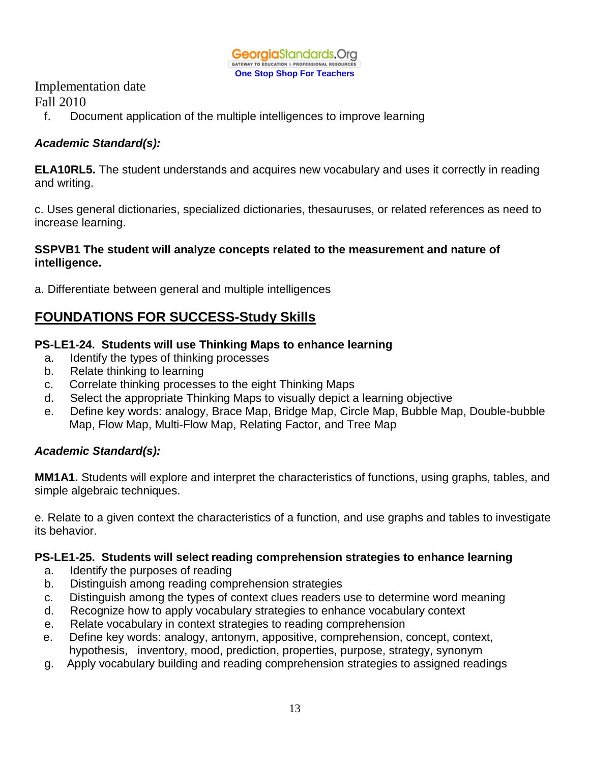Implementation date
Fall 2010

f. Document application of the multiple intelligences to improve learning

***Academic Standard(s):***

**ELA10RL5.** The student understands and acquires new vocabulary and uses it correctly in reading and writing.

c. Uses general dictionaries, specialized dictionaries, thesauruses, or related references as need to increase learning.

**SSPVB1 The student will analyze concepts related to the measurement and nature of intelligence.**

a. Differentiate between general and multiple intelligences

## FOUNDATIONS FOR SUCCESS-Study Skills

**PS-LE1-24. Students will use Thinking Maps to enhance learning**

a. Identify the types of thinking processes
b. Relate thinking to learning
c. Correlate thinking processes to the eight Thinking Maps
d. Select the appropriate Thinking Maps to visually depict a learning objective
e. Define key words: analogy, Brace Map, Bridge Map, Circle Map, Bubble Map, Double-bubble Map, Flow Map, Multi-Flow Map, Relating Factor, and Tree Map

***Academic Standard(s):***

**MM1A1.** Students will explore and interpret the characteristics of functions, using graphs, tables, and simple algebraic techniques.

e. Relate to a given context the characteristics of a function, and use graphs and tables to investigate its behavior.

**PS-LE1-25. Students will select reading comprehension strategies to enhance learning**

a. Identify the purposes of reading
b. Distinguish among reading comprehension strategies
c. Distinguish among the types of context clues readers use to determine word meaning
d. Recognize how to apply vocabulary strategies to enhance vocabulary context
e. Relate vocabulary in context strategies to reading comprehension
e. Define key words: analogy, antonym, appositive, comprehension, concept, context, hypothesis, inventory, mood, prediction, properties, purpose, strategy, synonym
g. Apply vocabulary building and reading comprehension strategies to assigned readings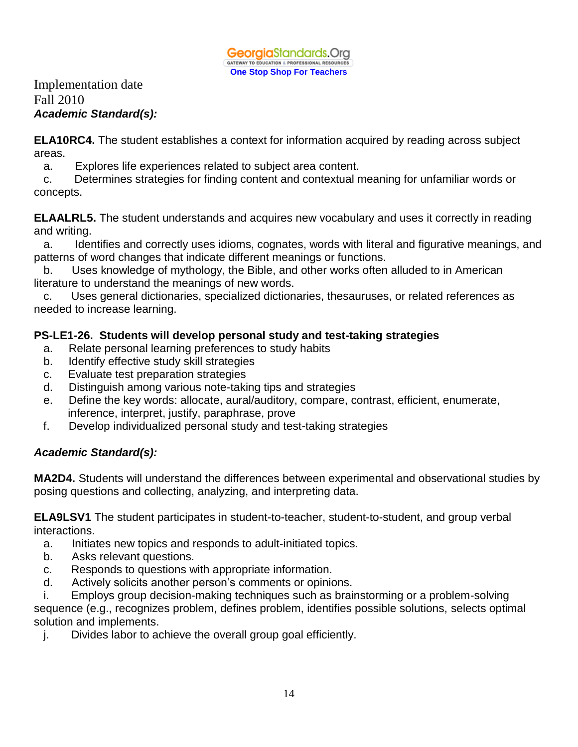Implementation date
Fall 2010

***Academic Standard(s):***

**ELA10RC4.** The student establishes a context for information acquired by reading across subject areas.

a. Explores life experiences related to subject area content.

c. Determines strategies for finding content and contextual meaning for unfamiliar words or concepts.

**ELAALRL5.** The student understands and acquires new vocabulary and uses it correctly in reading and writing.

a. Identifies and correctly uses idioms, cognates, words with literal and figurative meanings, and patterns of word changes that indicate different meanings or functions.

b. Uses knowledge of mythology, the Bible, and other works often alluded to in American literature to understand the meanings of new words.

c. Uses general dictionaries, specialized dictionaries, thesauruses, or related references as needed to increase learning.

**PS-LE1-26. Students will develop personal study and test-taking strategies**

a. Relate personal learning preferences to study habits
b. Identify effective study skill strategies
c. Evaluate test preparation strategies
d. Distinguish among various note-taking tips and strategies
e. Define the key words: allocate, aural/auditory, compare, contrast, efficient, enumerate, inference, interpret, justify, paraphrase, prove
f. Develop individualized personal study and test-taking strategies

***Academic Standard(s):***

**MA2D4.** Students will understand the differences between experimental and observational studies by posing questions and collecting, analyzing, and interpreting data.

**ELA9LSV1** The student participates in student-to-teacher, student-to-student, and group verbal interactions.

a. Initiates new topics and responds to adult-initiated topics.
b. Asks relevant questions.
c. Responds to questions with appropriate information.
d. Actively solicits another person's comments or opinions.
i. Employs group decision-making techniques such as brainstorming or a problem-solving sequence (e.g., recognizes problem, defines problem, identifies possible solutions, selects optimal solution and implements.
j. Divides labor to achieve the overall group goal efficiently.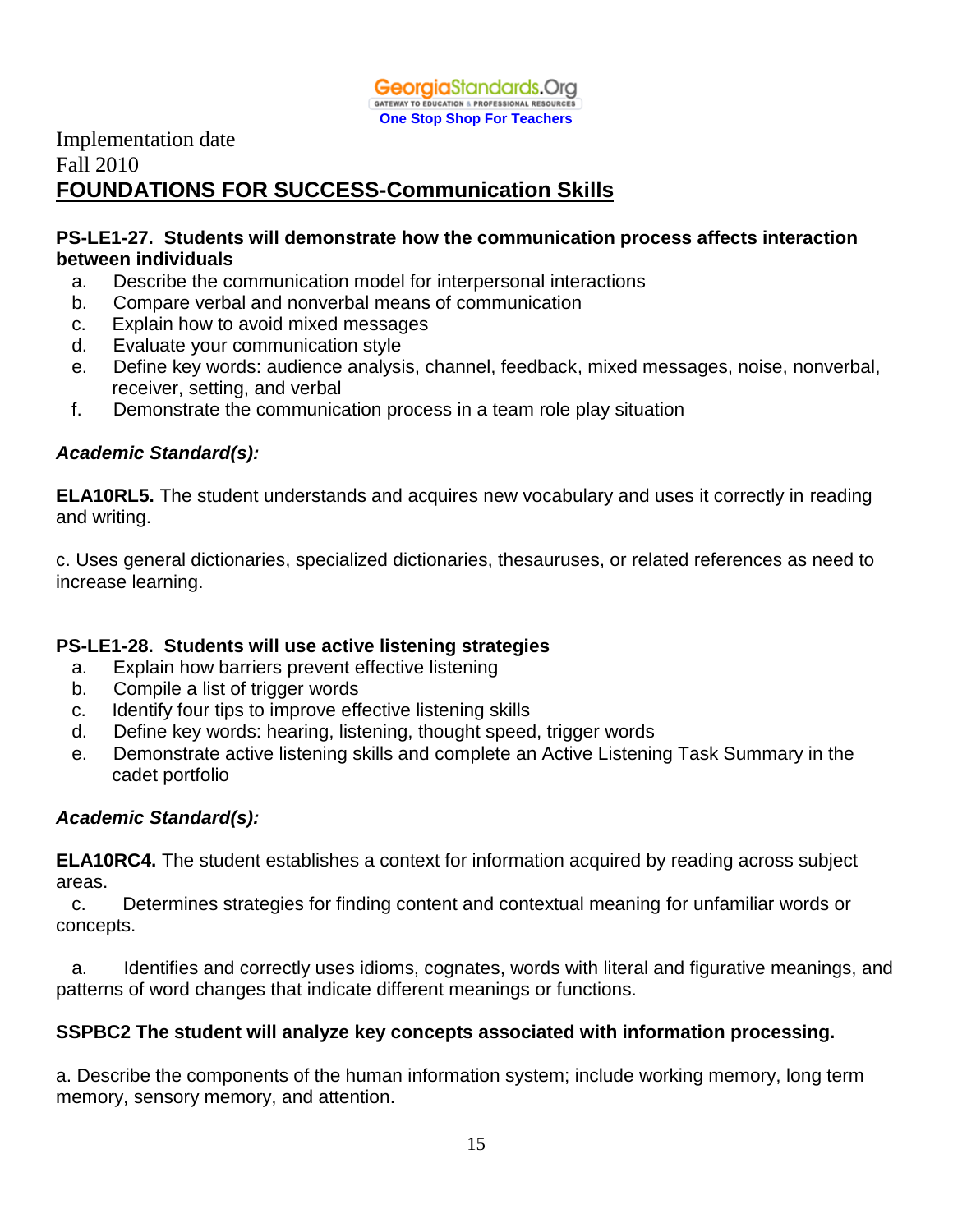Implementation date
Fall 2010

# FOUNDATIONS FOR SUCCESS-Communication Skills

**PS-LE1-27. Students will demonstrate how the communication process affects interaction between individuals**

a. Describe the communication model for interpersonal interactions
b. Compare verbal and nonverbal means of communication
c. Explain how to avoid mixed messages
d. Evaluate your communication style
e. Define key words: audience analysis, channel, feedback, mixed messages, noise, nonverbal, receiver, setting, and verbal
f. Demonstrate the communication process in a team role play situation

***Academic Standard(s):***

**ELA10RL5.** The student understands and acquires new vocabulary and uses it correctly in reading and writing.

c. Uses general dictionaries, specialized dictionaries, thesauruses, or related references as need to increase learning.

**PS-LE1-28. Students will use active listening strategies**

a. Explain how barriers prevent effective listening
b. Compile a list of trigger words
c. Identify four tips to improve effective listening skills
d. Define key words: hearing, listening, thought speed, trigger words
e. Demonstrate active listening skills and complete an Active Listening Task Summary in the cadet portfolio

***Academic Standard(s):***

**ELA10RC4.** The student establishes a context for information acquired by reading across subject areas.

c. Determines strategies for finding content and contextual meaning for unfamiliar words or concepts.

a. Identifies and correctly uses idioms, cognates, words with literal and figurative meanings, and patterns of word changes that indicate different meanings or functions.

**SSPBC2 The student will analyze key concepts associated with information processing.**

a. Describe the components of the human information system; include working memory, long term memory, sensory memory, and attention.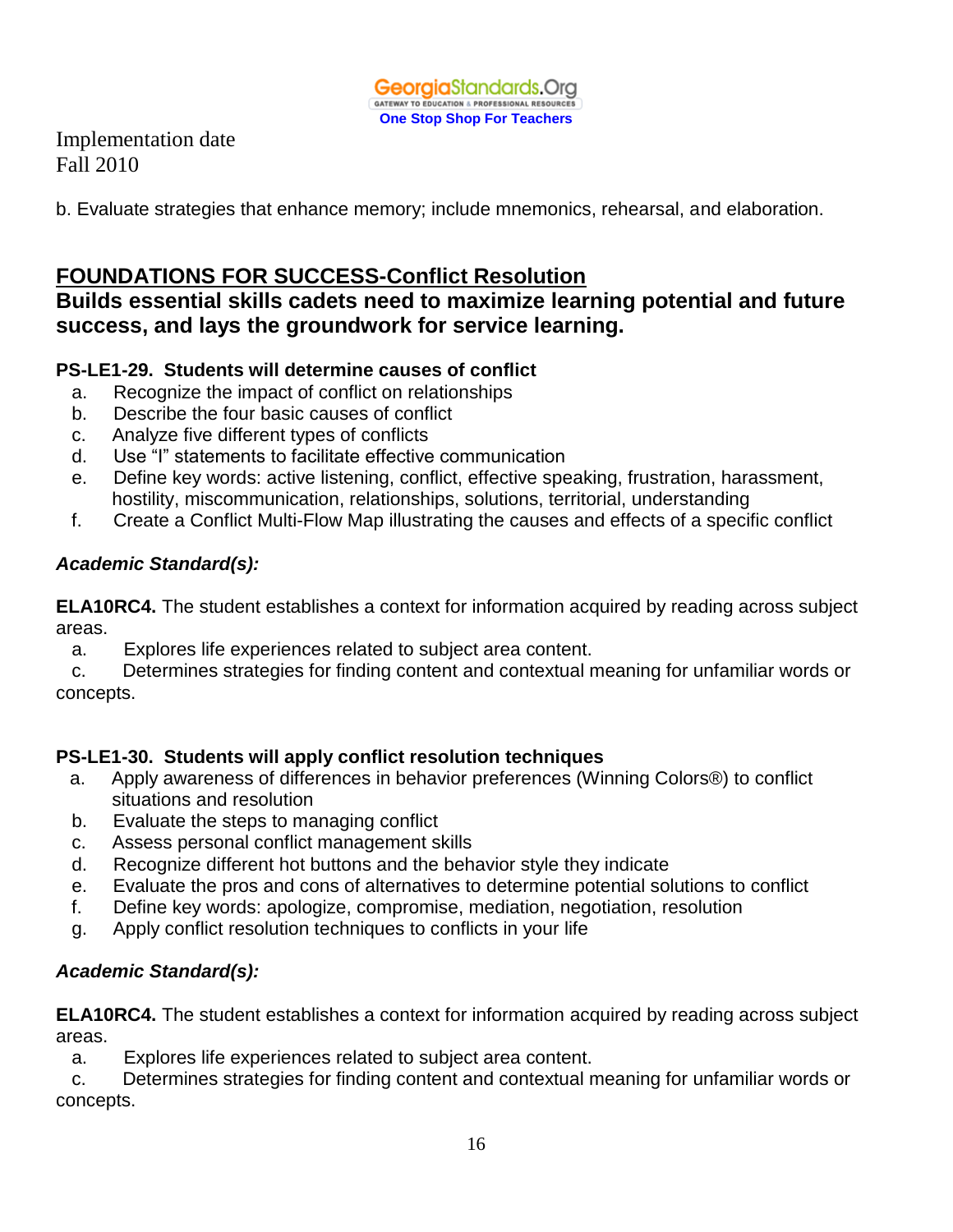Implementation date
Fall 2010

b. Evaluate strategies that enhance memory; include mnemonics, rehearsal, and elaboration.

## FOUNDATIONS FOR SUCCESS-Conflict Resolution

### Builds essential skills cadets need to maximize learning potential and future success, and lays the groundwork for service learning.

**PS-LE1-29. Students will determine causes of conflict**

a. Recognize the impact of conflict on relationships
b. Describe the four basic causes of conflict
c. Analyze five different types of conflicts
d. Use "I" statements to facilitate effective communication
e. Define key words: active listening, conflict, effective speaking, frustration, harassment, hostility, miscommunication, relationships, solutions, territorial, understanding
f. Create a Conflict Multi-Flow Map illustrating the causes and effects of a specific conflict

***Academic Standard(s):***

**ELA10RC4.** The student establishes a context for information acquired by reading across subject areas.

a. Explores life experiences related to subject area content.
c. Determines strategies for finding content and contextual meaning for unfamiliar words or concepts.

**PS-LE1-30. Students will apply conflict resolution techniques**

a. Apply awareness of differences in behavior preferences (Winning Colors®) to conflict situations and resolution
b. Evaluate the steps to managing conflict
c. Assess personal conflict management skills
d. Recognize different hot buttons and the behavior style they indicate
e. Evaluate the pros and cons of alternatives to determine potential solutions to conflict
f. Define key words: apologize, compromise, mediation, negotiation, resolution
g. Apply conflict resolution techniques to conflicts in your life

***Academic Standard(s):***

**ELA10RC4.** The student establishes a context for information acquired by reading across subject areas.

a. Explores life experiences related to subject area content.
c. Determines strategies for finding content and contextual meaning for unfamiliar words or concepts.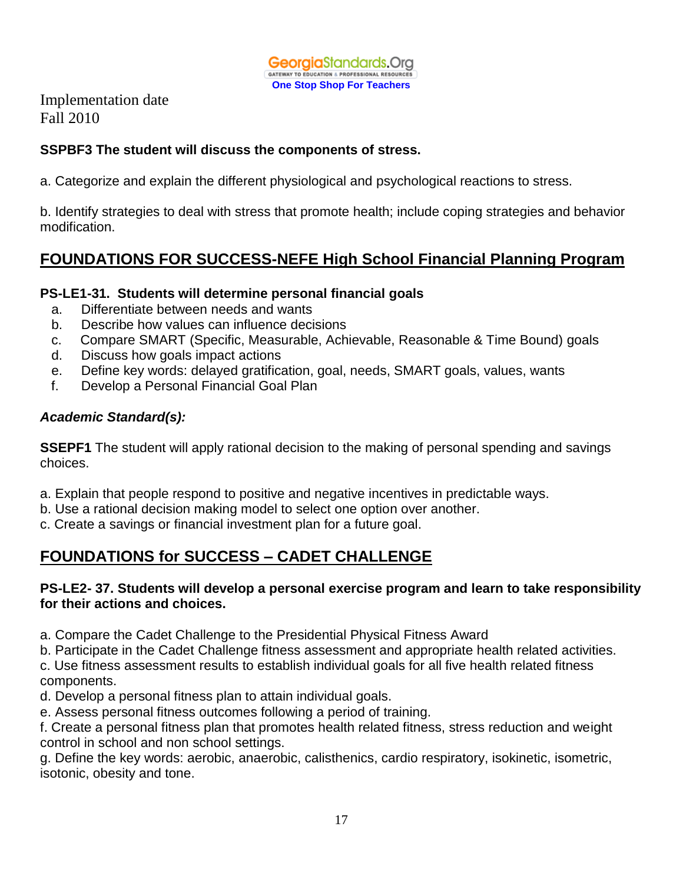Implementation date
Fall 2010

**SSPBF3 The student will discuss the components of stress.**

a. Categorize and explain the different physiological and psychological reactions to stress.

b. Identify strategies to deal with stress that promote health; include coping strategies and behavior modification.

## FOUNDATIONS FOR SUCCESS-NEFE High School Financial Planning Program

**PS-LE1-31. Students will determine personal financial goals**

a. Differentiate between needs and wants
b. Describe how values can influence decisions
c. Compare SMART (Specific, Measurable, Achievable, Reasonable & Time Bound) goals
d. Discuss how goals impact actions
e. Define key words: delayed gratification, goal, needs, SMART goals, values, wants
f. Develop a Personal Financial Goal Plan

***Academic Standard(s):***

**SSEPF1** The student will apply rational decision to the making of personal spending and savings choices.

a. Explain that people respond to positive and negative incentives in predictable ways.
b. Use a rational decision making model to select one option over another.
c. Create a savings or financial investment plan for a future goal.

## FOUNDATIONS for SUCCESS – CADET CHALLENGE

**PS-LE2- 37. Students will develop a personal exercise program and learn to take responsibility for their actions and choices.**

a. Compare the Cadet Challenge to the Presidential Physical Fitness Award
b. Participate in the Cadet Challenge fitness assessment and appropriate health related activities.
c. Use fitness assessment results to establish individual goals for all five health related fitness components.
d. Develop a personal fitness plan to attain individual goals.
e. Assess personal fitness outcomes following a period of training.
f. Create a personal fitness plan that promotes health related fitness, stress reduction and weight control in school and non school settings.
g. Define the key words: aerobic, anaerobic, calisthenics, cardio respiratory, isokinetic, isometric, isotonic, obesity and tone.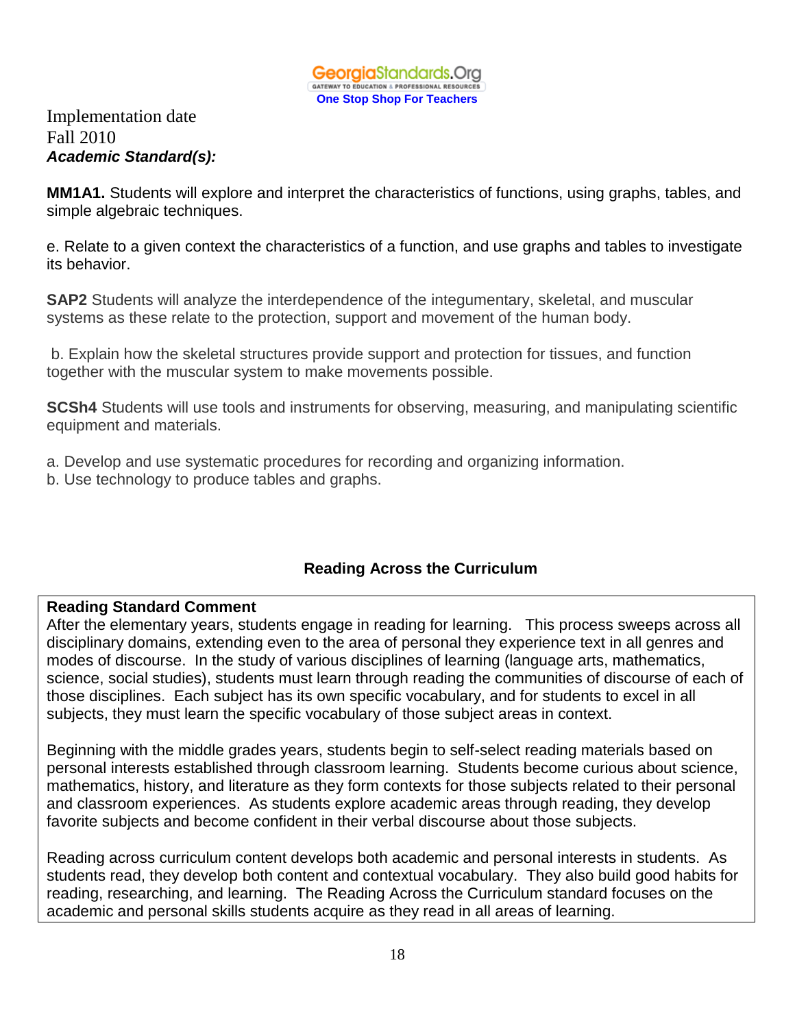GeorgiaStandards.Org
GATEWAY TO EDUCATION & PROFESSIONAL RESOURCES
**One Stop Shop For Teachers**

Implementation date
Fall 2010
***Academic Standard(s):***

**MM1A1.** Students will explore and interpret the characteristics of functions, using graphs, tables, and simple algebraic techniques.

e. Relate to a given context the characteristics of a function, and use graphs and tables to investigate its behavior.

**SAP2** Students will analyze the interdependence of the integumentary, skeletal, and muscular systems as these relate to the protection, support and movement of the human body.

b. Explain how the skeletal structures provide support and protection for tissues, and function together with the muscular system to make movements possible.

**SCSh4** Students will use tools and instruments for observing, measuring, and manipulating scientific equipment and materials.

a. Develop and use systematic procedures for recording and organizing information.
b. Use technology to produce tables and graphs.

## Reading Across the Curriculum

**Reading Standard Comment**
After the elementary years, students engage in reading for learning. This process sweeps across all disciplinary domains, extending even to the area of personal they experience text in all genres and modes of discourse. In the study of various disciplines of learning (language arts, mathematics, science, social studies), students must learn through reading the communities of discourse of each of those disciplines. Each subject has its own specific vocabulary, and for students to excel in all subjects, they must learn the specific vocabulary of those subject areas in context.

Beginning with the middle grades years, students begin to self-select reading materials based on personal interests established through classroom learning. Students become curious about science, mathematics, history, and literature as they form contexts for those subjects related to their personal and classroom experiences. As students explore academic areas through reading, they develop favorite subjects and become confident in their verbal discourse about those subjects.

Reading across curriculum content develops both academic and personal interests in students. As students read, they develop both content and contextual vocabulary. They also build good habits for reading, researching, and learning. The Reading Across the Curriculum standard focuses on the academic and personal skills students acquire as they read in all areas of learning.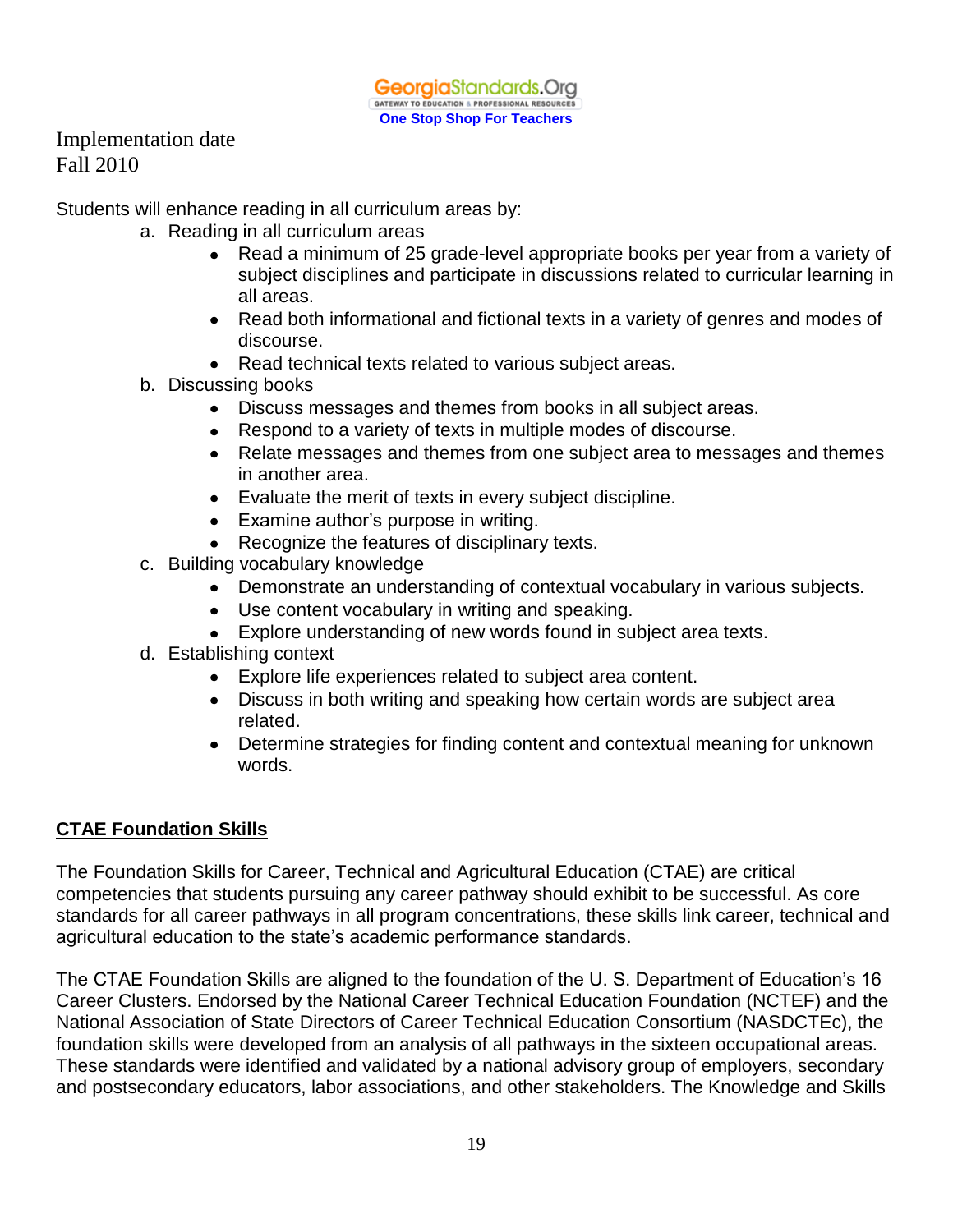Implementation date
Fall 2010

Students will enhance reading in all curriculum areas by:

a. Reading in all curriculum areas
    - Read a minimum of 25 grade-level appropriate books per year from a variety of subject disciplines and participate in discussions related to curricular learning in all areas.
    - Read both informational and fictional texts in a variety of genres and modes of discourse.
    - Read technical texts related to various subject areas.

b. Discussing books
    - Discuss messages and themes from books in all subject areas.
    - Respond to a variety of texts in multiple modes of discourse.
    - Relate messages and themes from one subject area to messages and themes in another area.
    - Evaluate the merit of texts in every subject discipline.
    - Examine author's purpose in writing.
    - Recognize the features of disciplinary texts.

c. Building vocabulary knowledge
    - Demonstrate an understanding of contextual vocabulary in various subjects.
    - Use content vocabulary in writing and speaking.
    - Explore understanding of new words found in subject area texts.

d. Establishing context
    - Explore life experiences related to subject area content.
    - Discuss in both writing and speaking how certain words are subject area related.
    - Determine strategies for finding content and contextual meaning for unknown words.

## CTAE Foundation Skills

The Foundation Skills for Career, Technical and Agricultural Education (CTAE) are critical competencies that students pursuing any career pathway should exhibit to be successful. As core standards for all career pathways in all program concentrations, these skills link career, technical and agricultural education to the state's academic performance standards.

The CTAE Foundation Skills are aligned to the foundation of the U. S. Department of Education's 16 Career Clusters. Endorsed by the National Career Technical Education Foundation (NCTEF) and the National Association of State Directors of Career Technical Education Consortium (NASDCTEc), the foundation skills were developed from an analysis of all pathways in the sixteen occupational areas. These standards were identified and validated by a national advisory group of employers, secondary and postsecondary educators, labor associations, and other stakeholders. The Knowledge and Skills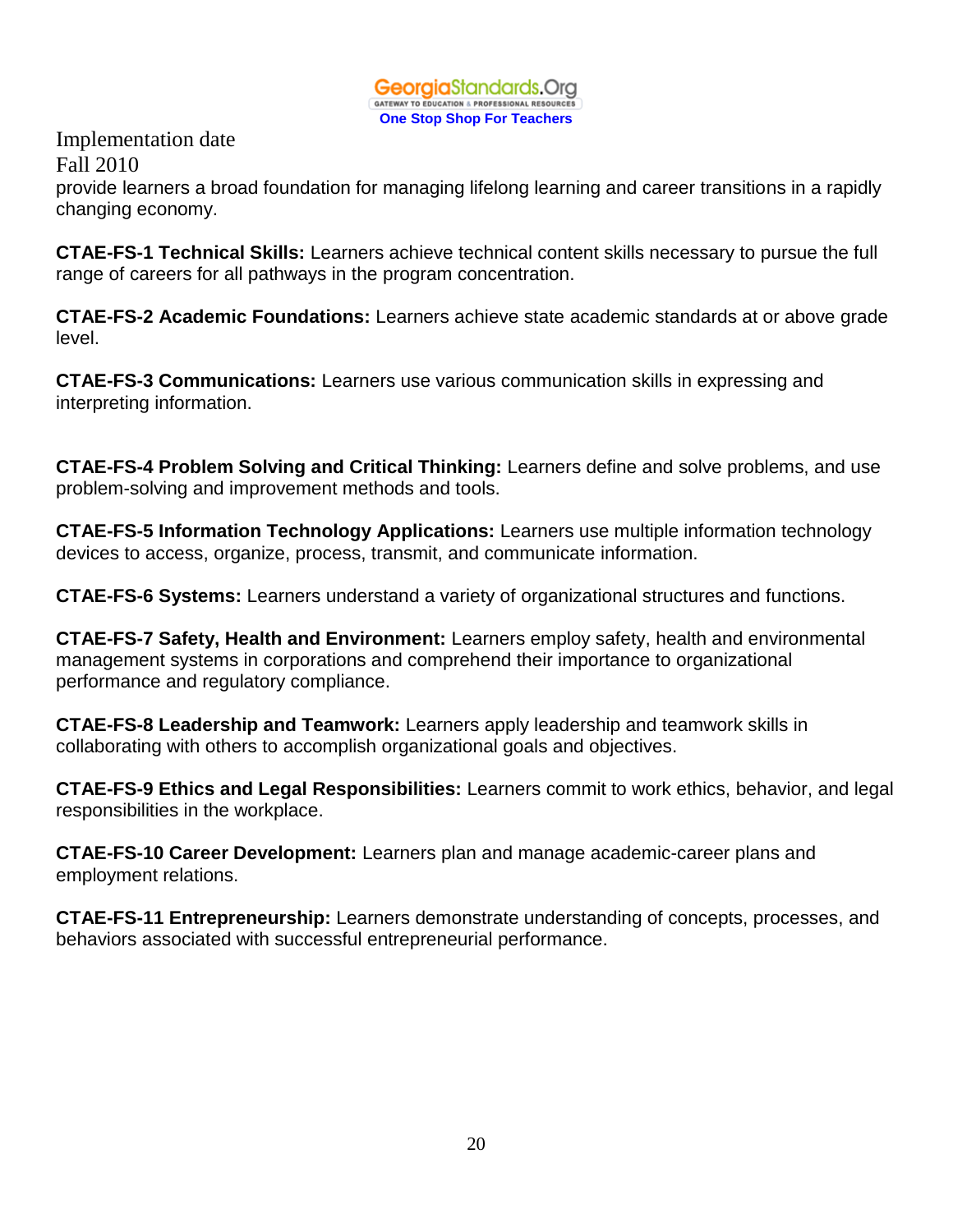Implementation date
Fall 2010

provide learners a broad foundation for managing lifelong learning and career transitions in a rapidly changing economy.

**CTAE-FS-1 Technical Skills:** Learners achieve technical content skills necessary to pursue the full range of careers for all pathways in the program concentration.

**CTAE-FS-2 Academic Foundations:** Learners achieve state academic standards at or above grade level.

**CTAE-FS-3 Communications:** Learners use various communication skills in expressing and interpreting information.

**CTAE-FS-4 Problem Solving and Critical Thinking:** Learners define and solve problems, and use problem-solving and improvement methods and tools.

**CTAE-FS-5 Information Technology Applications:** Learners use multiple information technology devices to access, organize, process, transmit, and communicate information.

**CTAE-FS-6 Systems:** Learners understand a variety of organizational structures and functions.

**CTAE-FS-7 Safety, Health and Environment:** Learners employ safety, health and environmental management systems in corporations and comprehend their importance to organizational performance and regulatory compliance.

**CTAE-FS-8 Leadership and Teamwork:** Learners apply leadership and teamwork skills in collaborating with others to accomplish organizational goals and objectives.

**CTAE-FS-9 Ethics and Legal Responsibilities:** Learners commit to work ethics, behavior, and legal responsibilities in the workplace.

**CTAE-FS-10 Career Development:** Learners plan and manage academic-career plans and employment relations.

**CTAE-FS-11 Entrepreneurship:** Learners demonstrate understanding of concepts, processes, and behaviors associated with successful entrepreneurial performance.